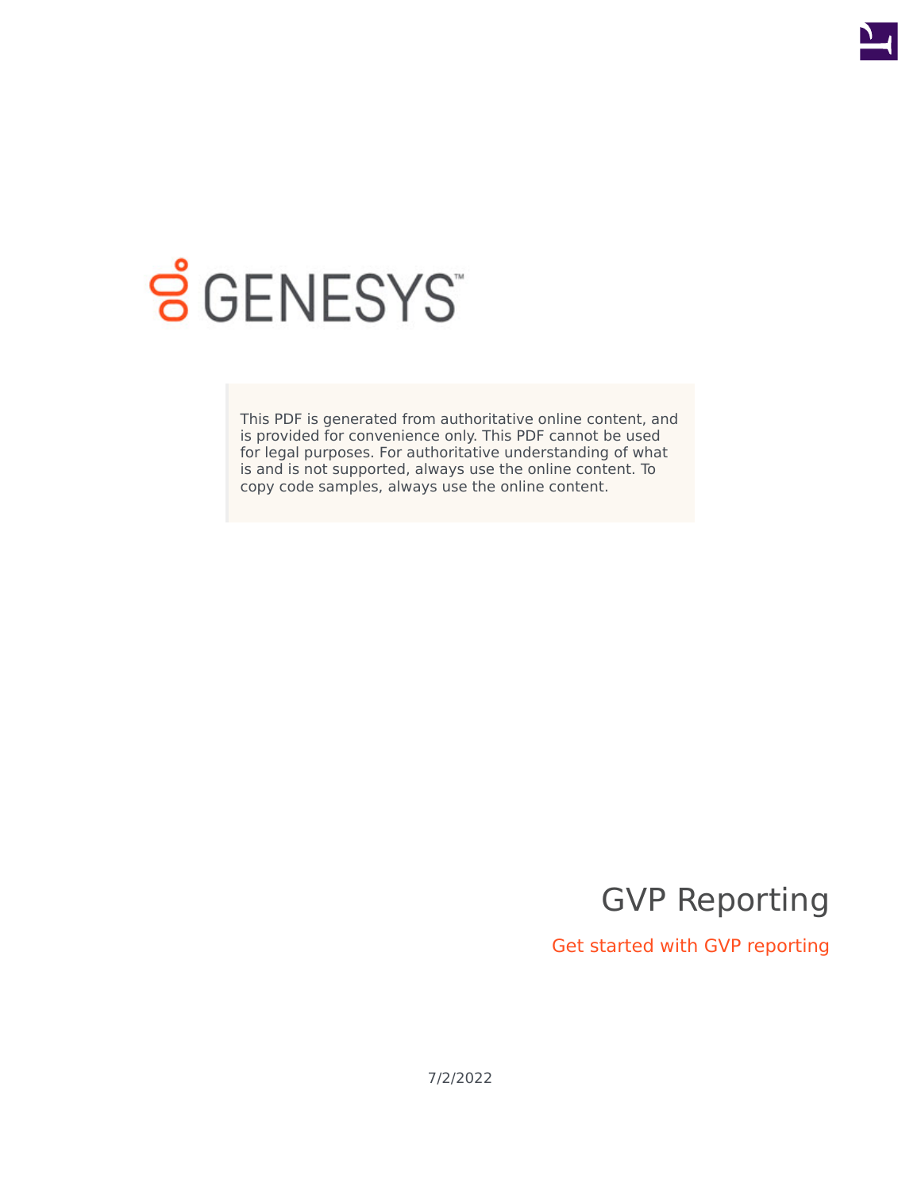GENESYS

This PDF is generated from authoritative online content, and is provided for convenience only. This PDF cannot be used for legal purposes. For authoritative understanding of what is and is not supported, always use the online content. To copy code samples, always use the online content.

# GVP Reporting

## Get started with GVP reporting

7/2/2022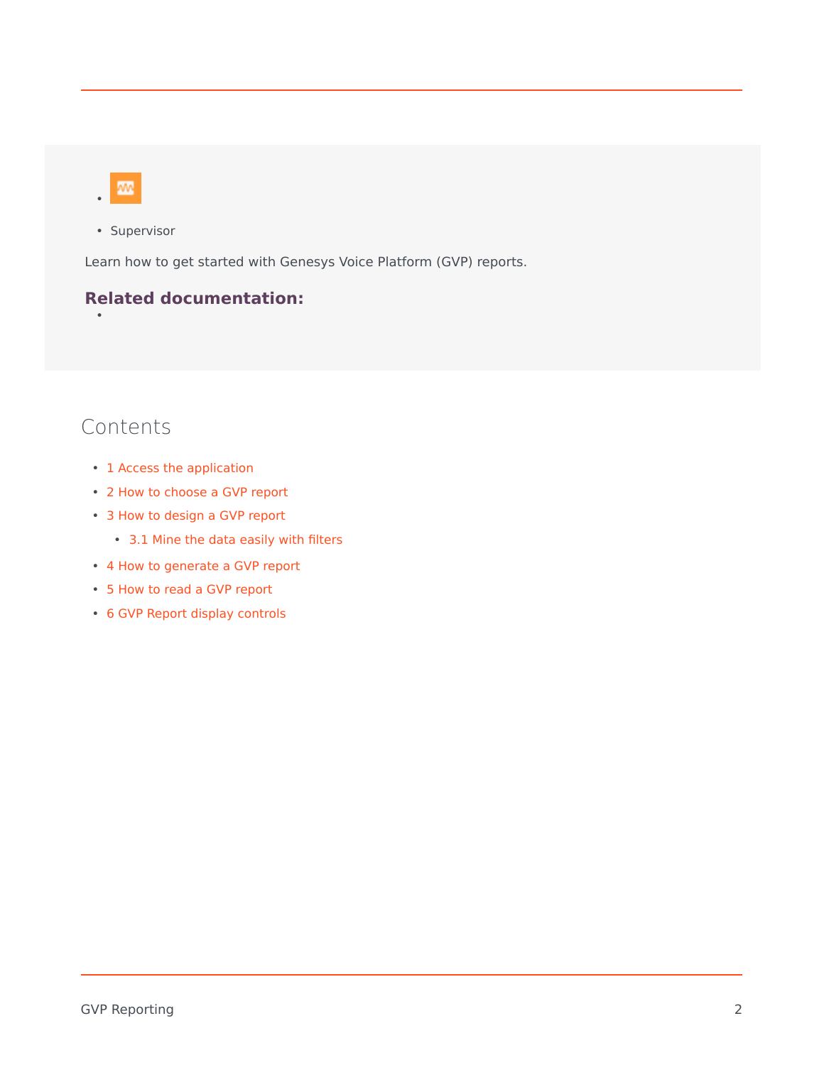- Supervisor

Learn how to get started with Genesys Voice Platform (GVP) reports.

**Related documentation:**

## Contents

- 1 Access the application
- 2 How to choose a GVP report
- 3 How to design a GVP report
  - 3.1 Mine the data easily with filters
- 4 How to generate a GVP report
- 5 How to read a GVP report
- 6 GVP Report display controls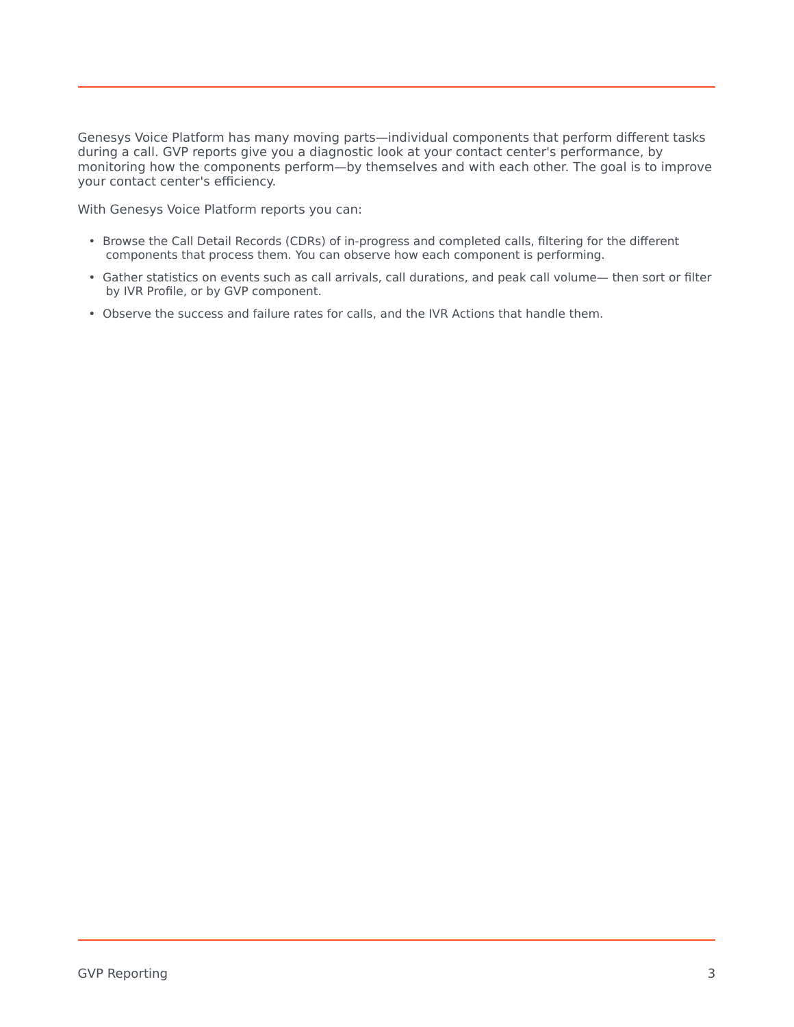Genesys Voice Platform has many moving parts—individual components that perform different tasks during a call. GVP reports give you a diagnostic look at your contact center's performance, by monitoring how the components perform—by themselves and with each other. The goal is to improve your contact center's efficiency.

With Genesys Voice Platform reports you can:

- Browse the Call Detail Records (CDRs) of in-progress and completed calls, filtering for the different components that process them. You can observe how each component is performing.
- Gather statistics on events such as call arrivals, call durations, and peak call volume— then sort or filter by IVR Profile, or by GVP component.
- Observe the success and failure rates for calls, and the IVR Actions that handle them.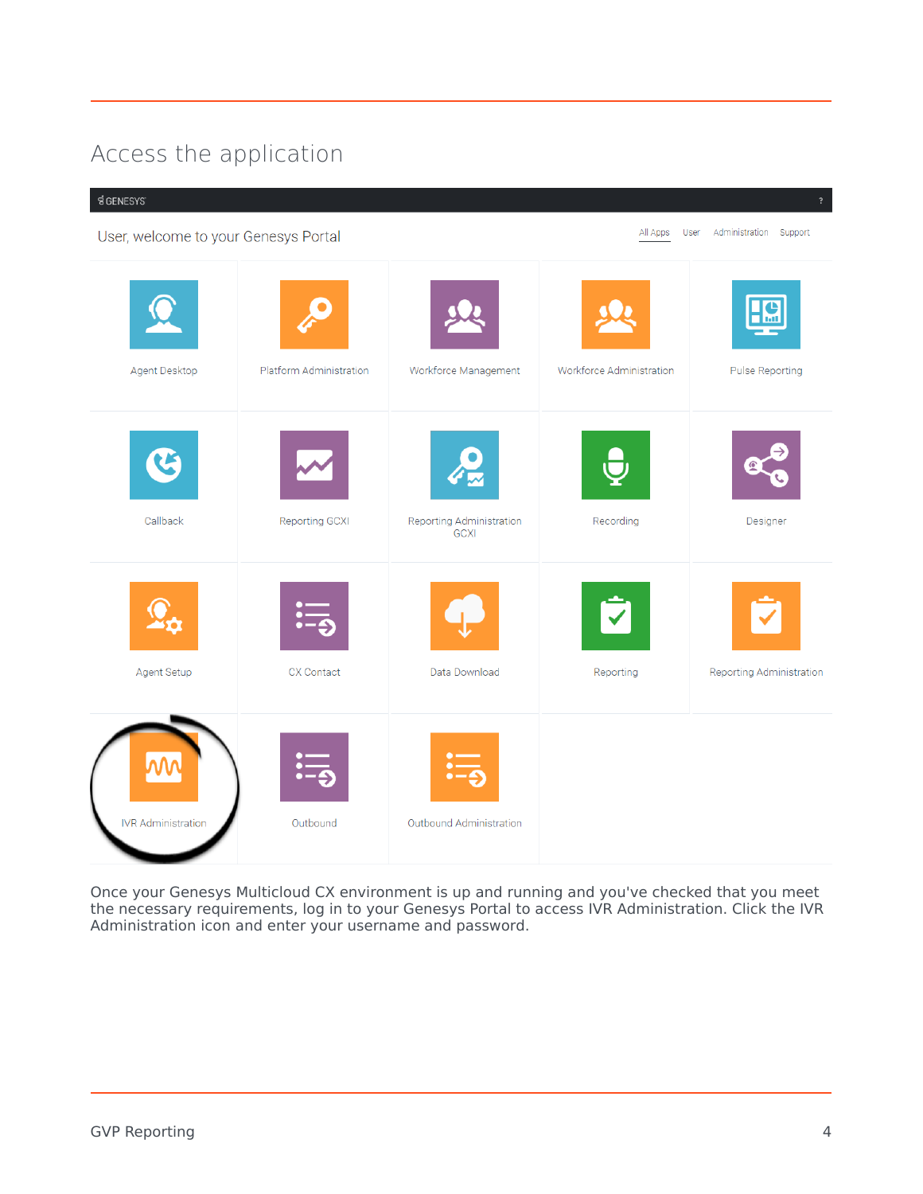## Access the application

Once your Genesys Multicloud CX environment is up and running and you've checked that you meet the necessary requirements, log in to your Genesys Portal to access IVR Administration. Click the IVR Administration icon and enter your username and password.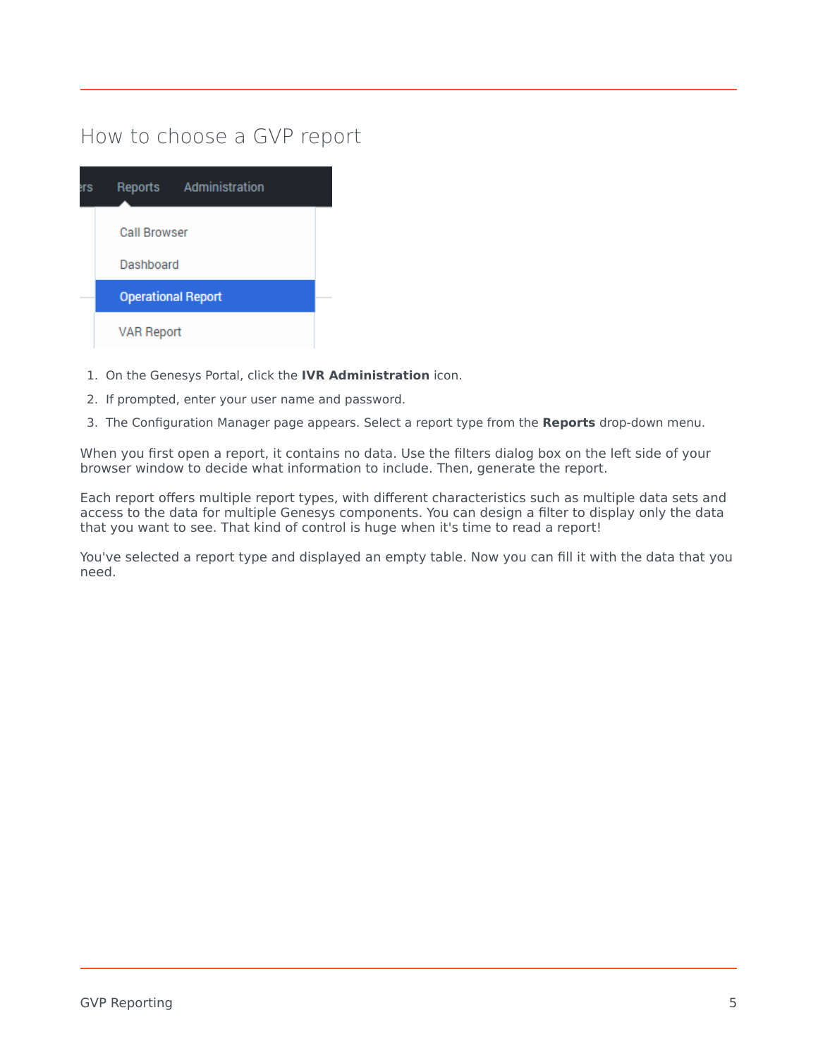## How to choose a GVP report

1. On the Genesys Portal, click the **IVR Administration** icon.
2. If prompted, enter your user name and password.
3. The Configuration Manager page appears. Select a report type from the **Reports** drop-down menu.

When you first open a report, it contains no data. Use the filters dialog box on the left side of your browser window to decide what information to include. Then, generate the report.

Each report offers multiple report types, with different characteristics such as multiple data sets and access to the data for multiple Genesys components. You can design a filter to display only the data that you want to see. That kind of control is huge when it's time to read a report!

You've selected a report type and displayed an empty table. Now you can fill it with the data that you need.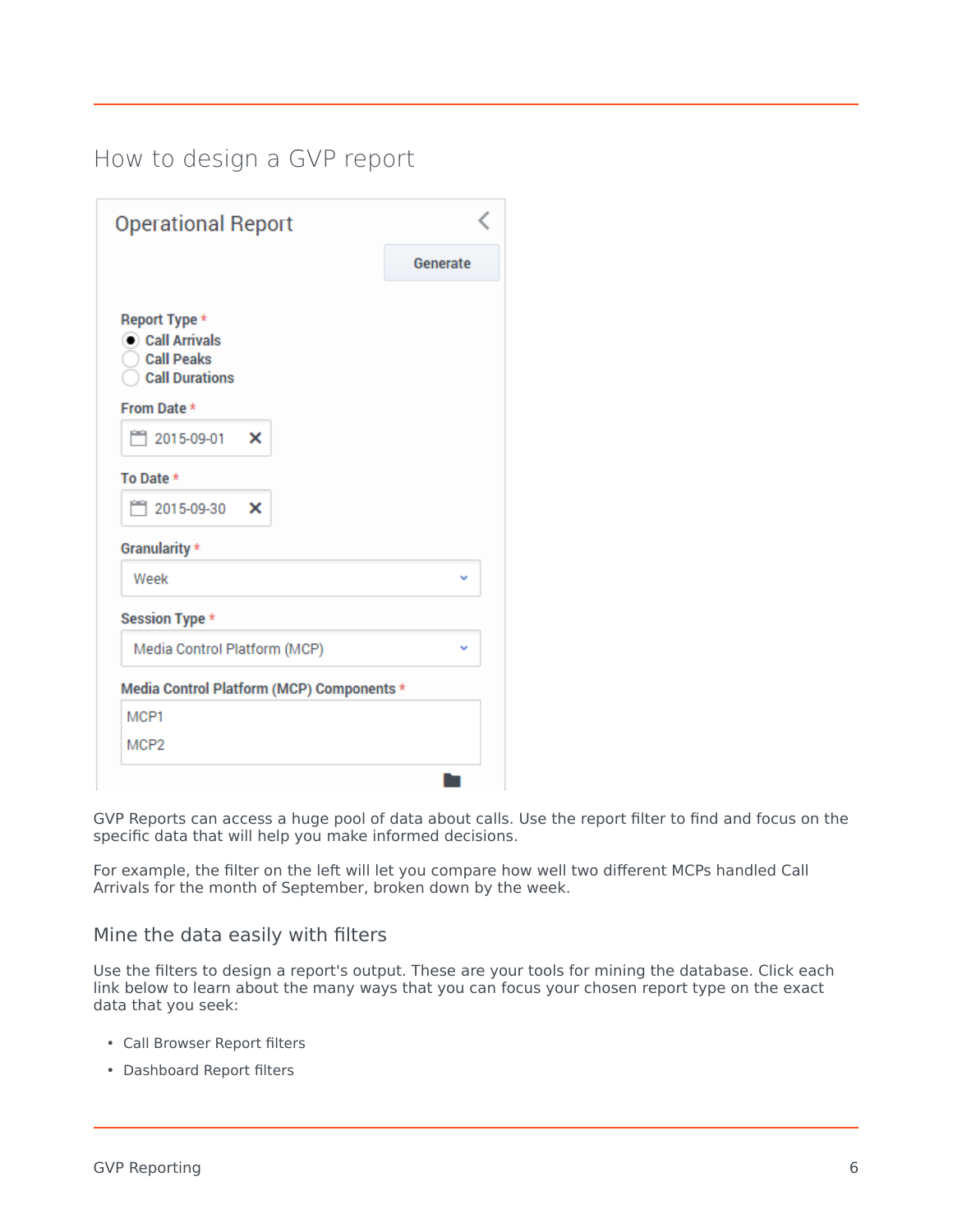## How to design a GVP report

GVP Reports can access a huge pool of data about calls. Use the report filter to find and focus on the specific data that will help you make informed decisions.

For example, the filter on the left will let you compare how well two different MCPs handled Call Arrivals for the month of September, broken down by the week.

### Mine the data easily with filters

Use the filters to design a report's output. These are your tools for mining the database. Click each link below to learn about the many ways that you can focus your chosen report type on the exact data that you seek:

- Call Browser Report filters
- Dashboard Report filters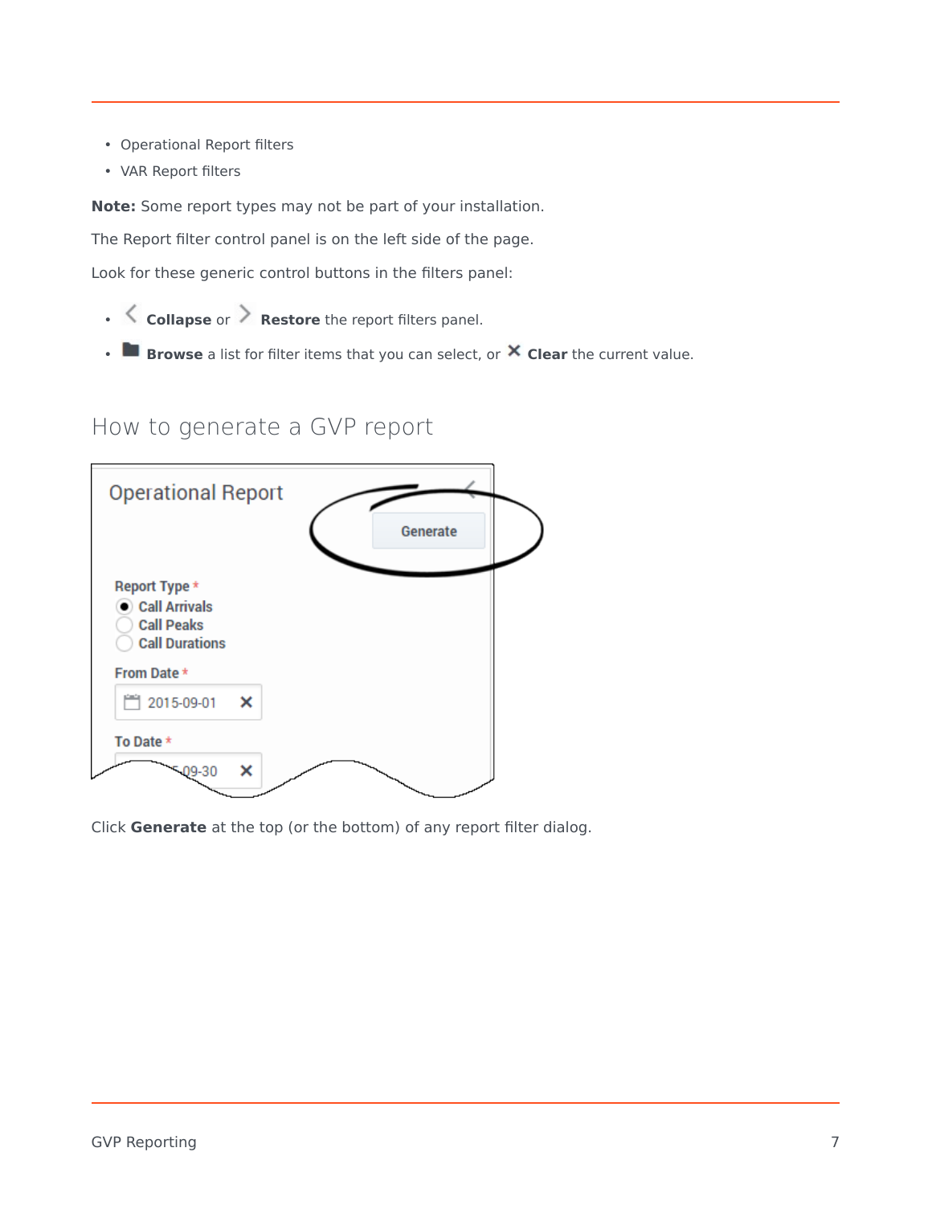- Operational Report filters
- VAR Report filters

**Note:** Some report types may not be part of your installation.

The Report filter control panel is on the left side of the page.

Look for these generic control buttons in the filters panel:

- **Collapse** or **Restore** the report filters panel.
- **Browse** a list for filter items that you can select, or **Clear** the current value.

## How to generate a GVP report

Click **Generate** at the top (or the bottom) of any report filter dialog.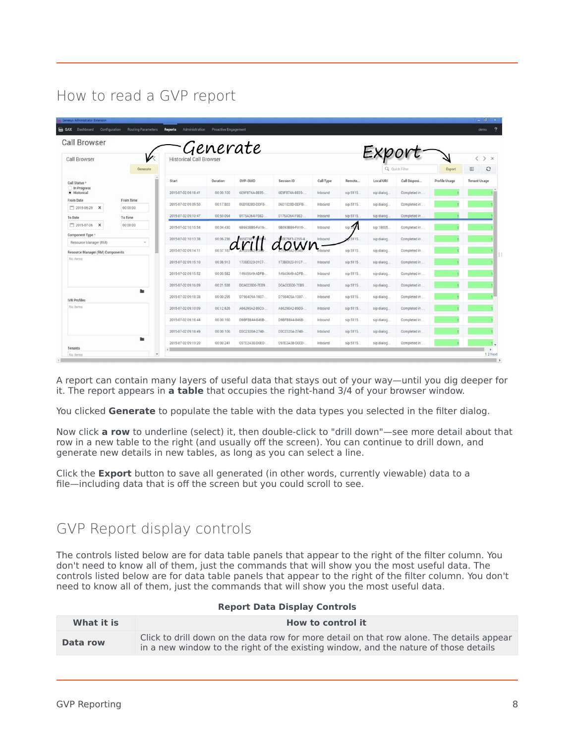## How to read a GVP report

A report can contain many layers of useful data that stays out of your way—until you dig deeper for it. The report appears in **a table** that occupies the right-hand 3/4 of your browser window.

You clicked **Generate** to populate the table with the data types you selected in the filter dialog.

Now click **a row** to underline (select) it, then double-click to "drill down"—see more detail about that row in a new table to the right (and usually off the screen). You can continue to drill down, and generate new details in new tables, as long as you can select a line.

Click the **Export** button to save all generated (in other words, currently viewable) data to a file—including data that is off the screen but you could scroll to see.

## GVP Report display controls

The controls listed below are for data table panels that appear to the right of the filter column. You don't need to know all of them, just the commands that will show you the most useful data. The controls listed below are for data table panels that appear to the right of the filter column. You don't need to know all of them, just the commands that will show you the most useful data.

**Report Data Display Controls**

| What it is | How to control it |
|---|---|
| **Data row** | Click to drill down on the data row for more detail on that row alone. The details appear in a new window to the right of the existing window, and the nature of those details |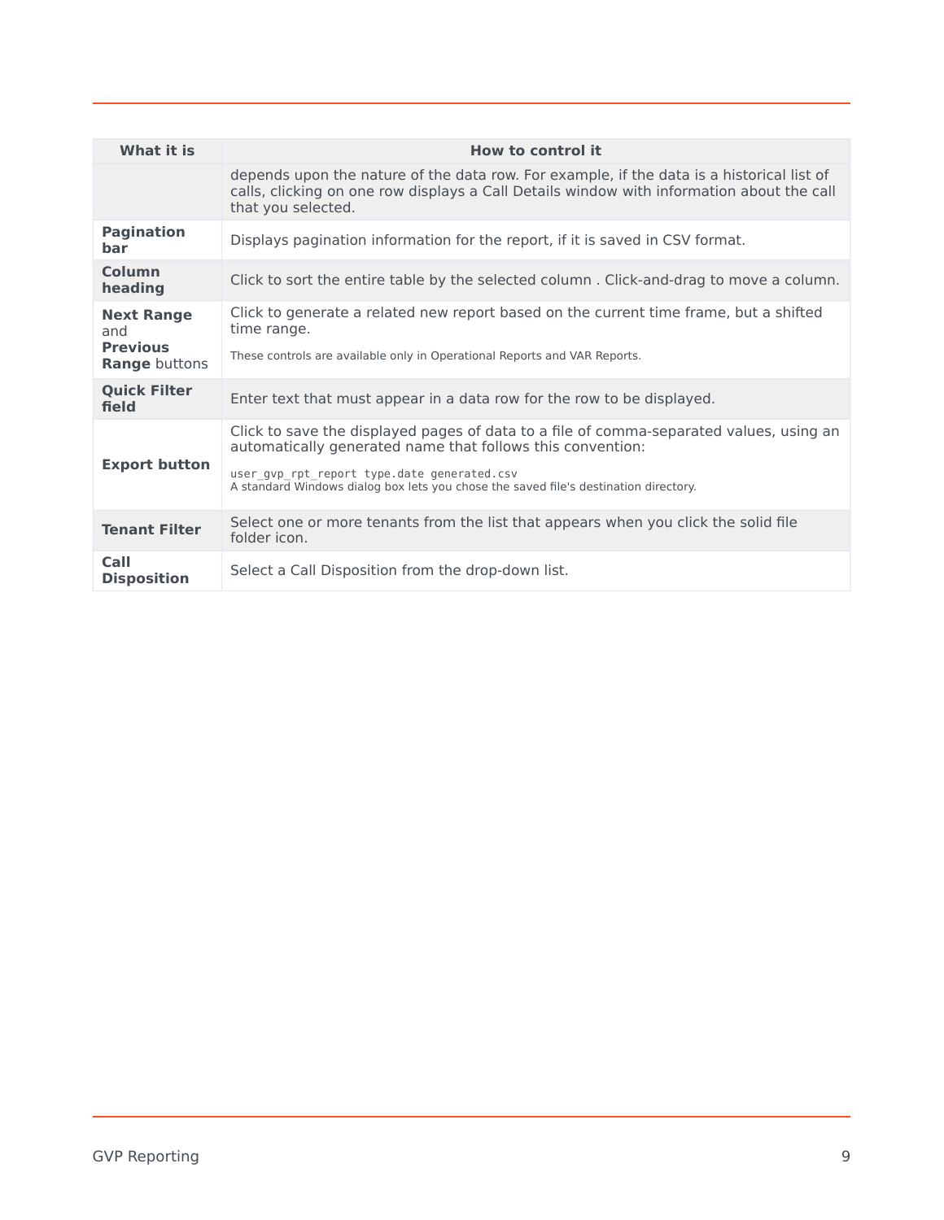| What it is | How to control it |
|---|---|
| | depends upon the nature of the data row. For example, if the data is a historical list of calls, clicking on one row displays a Call Details window with information about the call that you selected. |
| **Pagination bar** | Displays pagination information for the report, if it is saved in CSV format. |
| **Column heading** | Click to sort the entire table by the selected column . Click-and-drag to move a column. |
| **Next Range** and **Previous Range** buttons | Click to generate a related new report based on the current time frame, but a shifted time range.<br>These controls are available only in Operational Reports and VAR Reports. |
| **Quick Filter field** | Enter text that must appear in a data row for the row to be displayed. |
| **Export button** | Click to save the displayed pages of data to a file of comma-separated values, using an automatically generated name that follows this convention:<br>`user_gvp_rpt_report type.date generated.csv`<br>A standard Windows dialog box lets you chose the saved file's destination directory. |
| **Tenant Filter** | Select one or more tenants from the list that appears when you click the solid file folder icon. |
| **Call Disposition** | Select a Call Disposition from the drop-down list. |